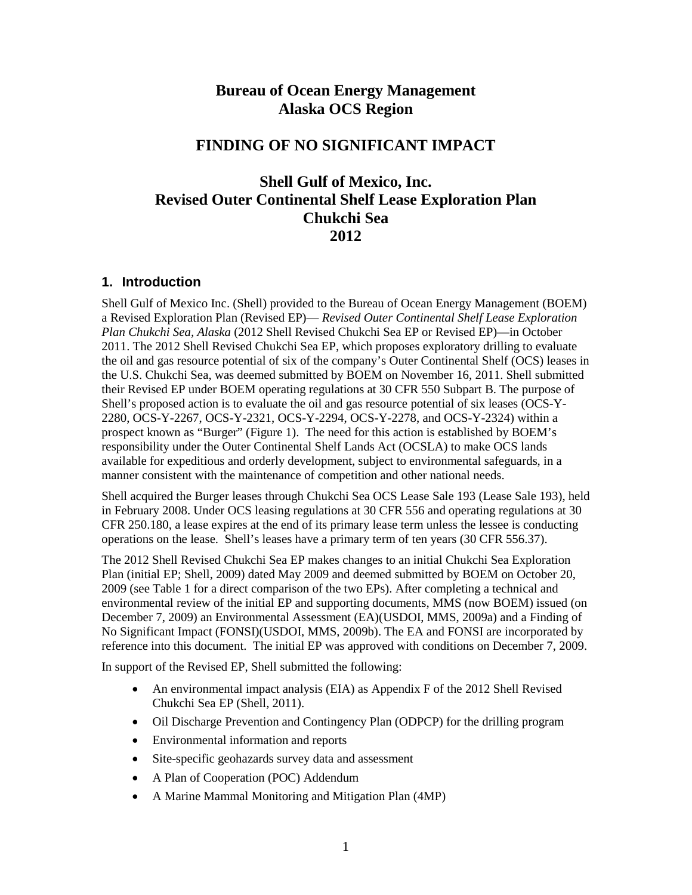# Bureau of Ocean Energy Management
# Alaska OCS Region

## FINDING OF NO SIGNIFICANT IMPACT

## Shell Gulf of Mexico, Inc. Revised Outer Continental Shelf Lease Exploration Plan Chukchi Sea 2012

### 1. Introduction

Shell Gulf of Mexico Inc. (Shell) provided to the Bureau of Ocean Energy Management (BOEM) a Revised Exploration Plan (Revised EP)— *Revised Outer Continental Shelf Lease Exploration Plan Chukchi Sea, Alaska* (2012 Shell Revised Chukchi Sea EP or Revised EP)—in October 2011. The 2012 Shell Revised Chukchi Sea EP, which proposes exploratory drilling to evaluate the oil and gas resource potential of six of the company's Outer Continental Shelf (OCS) leases in the U.S. Chukchi Sea, was deemed submitted by BOEM on November 16, 2011. Shell submitted their Revised EP under BOEM operating regulations at 30 CFR 550 Subpart B. The purpose of Shell's proposed action is to evaluate the oil and gas resource potential of six leases (OCS-Y-2280, OCS-Y-2267, OCS-Y-2321, OCS-Y-2294, OCS-Y-2278, and OCS-Y-2324) within a prospect known as "Burger" (Figure 1). The need for this action is established by BOEM's responsibility under the Outer Continental Shelf Lands Act (OCSLA) to make OCS lands available for expeditious and orderly development, subject to environmental safeguards, in a manner consistent with the maintenance of competition and other national needs.

Shell acquired the Burger leases through Chukchi Sea OCS Lease Sale 193 (Lease Sale 193), held in February 2008. Under OCS leasing regulations at 30 CFR 556 and operating regulations at 30 CFR 250.180, a lease expires at the end of its primary lease term unless the lessee is conducting operations on the lease. Shell's leases have a primary term of ten years (30 CFR 556.37).

The 2012 Shell Revised Chukchi Sea EP makes changes to an initial Chukchi Sea Exploration Plan (initial EP; Shell, 2009) dated May 2009 and deemed submitted by BOEM on October 20, 2009 (see Table 1 for a direct comparison of the two EPs). After completing a technical and environmental review of the initial EP and supporting documents, MMS (now BOEM) issued (on December 7, 2009) an Environmental Assessment (EA)(USDOI, MMS, 2009a) and a Finding of No Significant Impact (FONSI)(USDOI, MMS, 2009b). The EA and FONSI are incorporated by reference into this document. The initial EP was approved with conditions on December 7, 2009.

In support of the Revised EP, Shell submitted the following:

- An environmental impact analysis (EIA) as Appendix F of the 2012 Shell Revised Chukchi Sea EP (Shell, 2011).
- Oil Discharge Prevention and Contingency Plan (ODPCP) for the drilling program
- Environmental information and reports
- Site-specific geohazards survey data and assessment
- A Plan of Cooperation (POC) Addendum
- A Marine Mammal Monitoring and Mitigation Plan (4MP)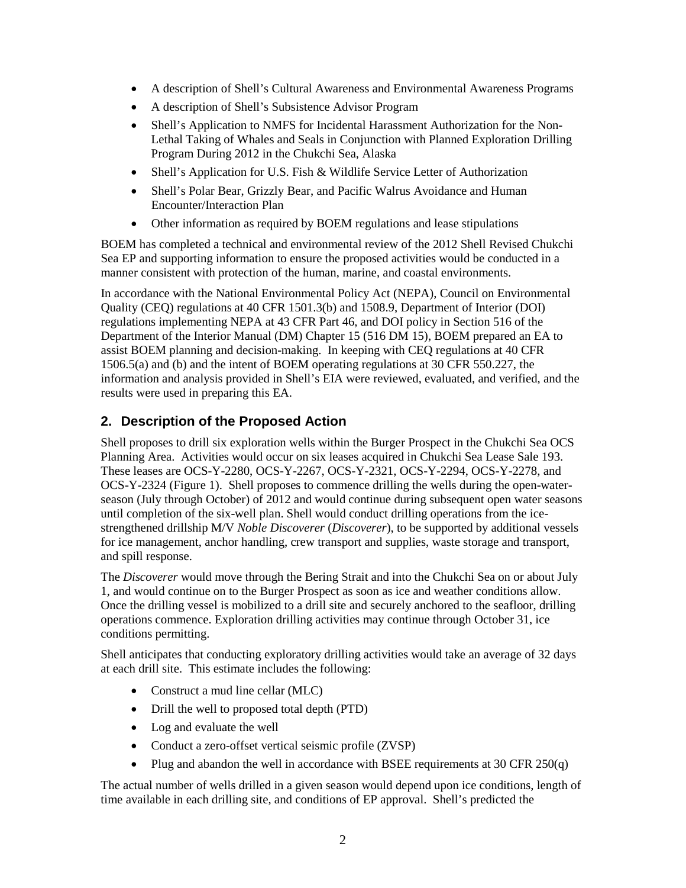- A description of Shell's Cultural Awareness and Environmental Awareness Programs
- A description of Shell's Subsistence Advisor Program
- Shell's Application to NMFS for Incidental Harassment Authorization for the Non-Lethal Taking of Whales and Seals in Conjunction with Planned Exploration Drilling Program During 2012 in the Chukchi Sea, Alaska
- Shell's Application for U.S. Fish & Wildlife Service Letter of Authorization
- Shell's Polar Bear, Grizzly Bear, and Pacific Walrus Avoidance and Human Encounter/Interaction Plan
- Other information as required by BOEM regulations and lease stipulations

BOEM has completed a technical and environmental review of the 2012 Shell Revised Chukchi Sea EP and supporting information to ensure the proposed activities would be conducted in a manner consistent with protection of the human, marine, and coastal environments.

In accordance with the National Environmental Policy Act (NEPA), Council on Environmental Quality (CEQ) regulations at 40 CFR 1501.3(b) and 1508.9, Department of Interior (DOI) regulations implementing NEPA at 43 CFR Part 46, and DOI policy in Section 516 of the Department of the Interior Manual (DM) Chapter 15 (516 DM 15), BOEM prepared an EA to assist BOEM planning and decision-making. In keeping with CEQ regulations at 40 CFR 1506.5(a) and (b) and the intent of BOEM operating regulations at 30 CFR 550.227, the information and analysis provided in Shell's EIA were reviewed, evaluated, and verified, and the results were used in preparing this EA.

## 2. Description of the Proposed Action

Shell proposes to drill six exploration wells within the Burger Prospect in the Chukchi Sea OCS Planning Area. Activities would occur on six leases acquired in Chukchi Sea Lease Sale 193. These leases are OCS-Y-2280, OCS-Y-2267, OCS-Y-2321, OCS-Y-2294, OCS-Y-2278, and OCS-Y-2324 (Figure 1). Shell proposes to commence drilling the wells during the open-water-season (July through October) of 2012 and would continue during subsequent open water seasons until completion of the six-well plan. Shell would conduct drilling operations from the ice-strengthened drillship M/V *Noble Discoverer* (*Discoverer*), to be supported by additional vessels for ice management, anchor handling, crew transport and supplies, waste storage and transport, and spill response.

The *Discoverer* would move through the Bering Strait and into the Chukchi Sea on or about July 1, and would continue on to the Burger Prospect as soon as ice and weather conditions allow. Once the drilling vessel is mobilized to a drill site and securely anchored to the seafloor, drilling operations commence. Exploration drilling activities may continue through October 31, ice conditions permitting.

Shell anticipates that conducting exploratory drilling activities would take an average of 32 days at each drill site. This estimate includes the following:

- Construct a mud line cellar (MLC)
- Drill the well to proposed total depth (PTD)
- Log and evaluate the well
- Conduct a zero-offset vertical seismic profile (ZVSP)
- Plug and abandon the well in accordance with BSEE requirements at 30 CFR 250(q)

The actual number of wells drilled in a given season would depend upon ice conditions, length of time available in each drilling site, and conditions of EP approval. Shell's predicted the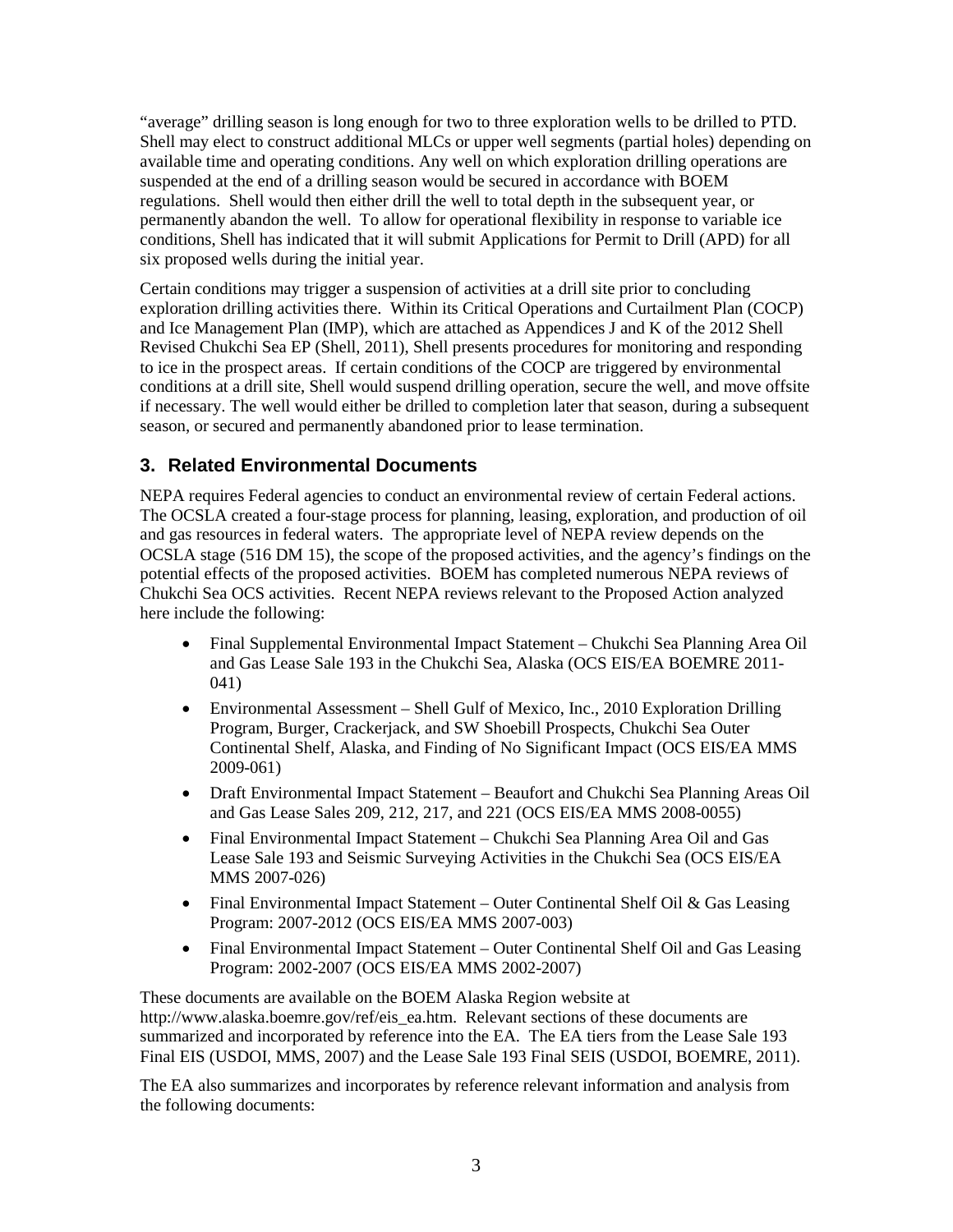"average" drilling season is long enough for two to three exploration wells to be drilled to PTD. Shell may elect to construct additional MLCs or upper well segments (partial holes) depending on available time and operating conditions. Any well on which exploration drilling operations are suspended at the end of a drilling season would be secured in accordance with BOEM regulations. Shell would then either drill the well to total depth in the subsequent year, or permanently abandon the well. To allow for operational flexibility in response to variable ice conditions, Shell has indicated that it will submit Applications for Permit to Drill (APD) for all six proposed wells during the initial year.

Certain conditions may trigger a suspension of activities at a drill site prior to concluding exploration drilling activities there. Within its Critical Operations and Curtailment Plan (COCP) and Ice Management Plan (IMP), which are attached as Appendices J and K of the 2012 Shell Revised Chukchi Sea EP (Shell, 2011), Shell presents procedures for monitoring and responding to ice in the prospect areas. If certain conditions of the COCP are triggered by environmental conditions at a drill site, Shell would suspend drilling operation, secure the well, and move offsite if necessary. The well would either be drilled to completion later that season, during a subsequent season, or secured and permanently abandoned prior to lease termination.

## 3. Related Environmental Documents

NEPA requires Federal agencies to conduct an environmental review of certain Federal actions. The OCSLA created a four-stage process for planning, leasing, exploration, and production of oil and gas resources in federal waters. The appropriate level of NEPA review depends on the OCSLA stage (516 DM 15), the scope of the proposed activities, and the agency's findings on the potential effects of the proposed activities. BOEM has completed numerous NEPA reviews of Chukchi Sea OCS activities. Recent NEPA reviews relevant to the Proposed Action analyzed here include the following:

- Final Supplemental Environmental Impact Statement – Chukchi Sea Planning Area Oil and Gas Lease Sale 193 in the Chukchi Sea, Alaska (OCS EIS/EA BOEMRE 2011-041)
- Environmental Assessment – Shell Gulf of Mexico, Inc., 2010 Exploration Drilling Program, Burger, Crackerjack, and SW Shoebill Prospects, Chukchi Sea Outer Continental Shelf, Alaska, and Finding of No Significant Impact (OCS EIS/EA MMS 2009-061)
- Draft Environmental Impact Statement – Beaufort and Chukchi Sea Planning Areas Oil and Gas Lease Sales 209, 212, 217, and 221 (OCS EIS/EA MMS 2008-0055)
- Final Environmental Impact Statement – Chukchi Sea Planning Area Oil and Gas Lease Sale 193 and Seismic Surveying Activities in the Chukchi Sea (OCS EIS/EA MMS 2007-026)
- Final Environmental Impact Statement – Outer Continental Shelf Oil & Gas Leasing Program: 2007-2012 (OCS EIS/EA MMS 2007-003)
- Final Environmental Impact Statement – Outer Continental Shelf Oil and Gas Leasing Program: 2002-2007 (OCS EIS/EA MMS 2002-2007)

These documents are available on the BOEM Alaska Region website at http://www.alaska.boemre.gov/ref/eis_ea.htm. Relevant sections of these documents are summarized and incorporated by reference into the EA. The EA tiers from the Lease Sale 193 Final EIS (USDOI, MMS, 2007) and the Lease Sale 193 Final SEIS (USDOI, BOEMRE, 2011).

The EA also summarizes and incorporates by reference relevant information and analysis from the following documents: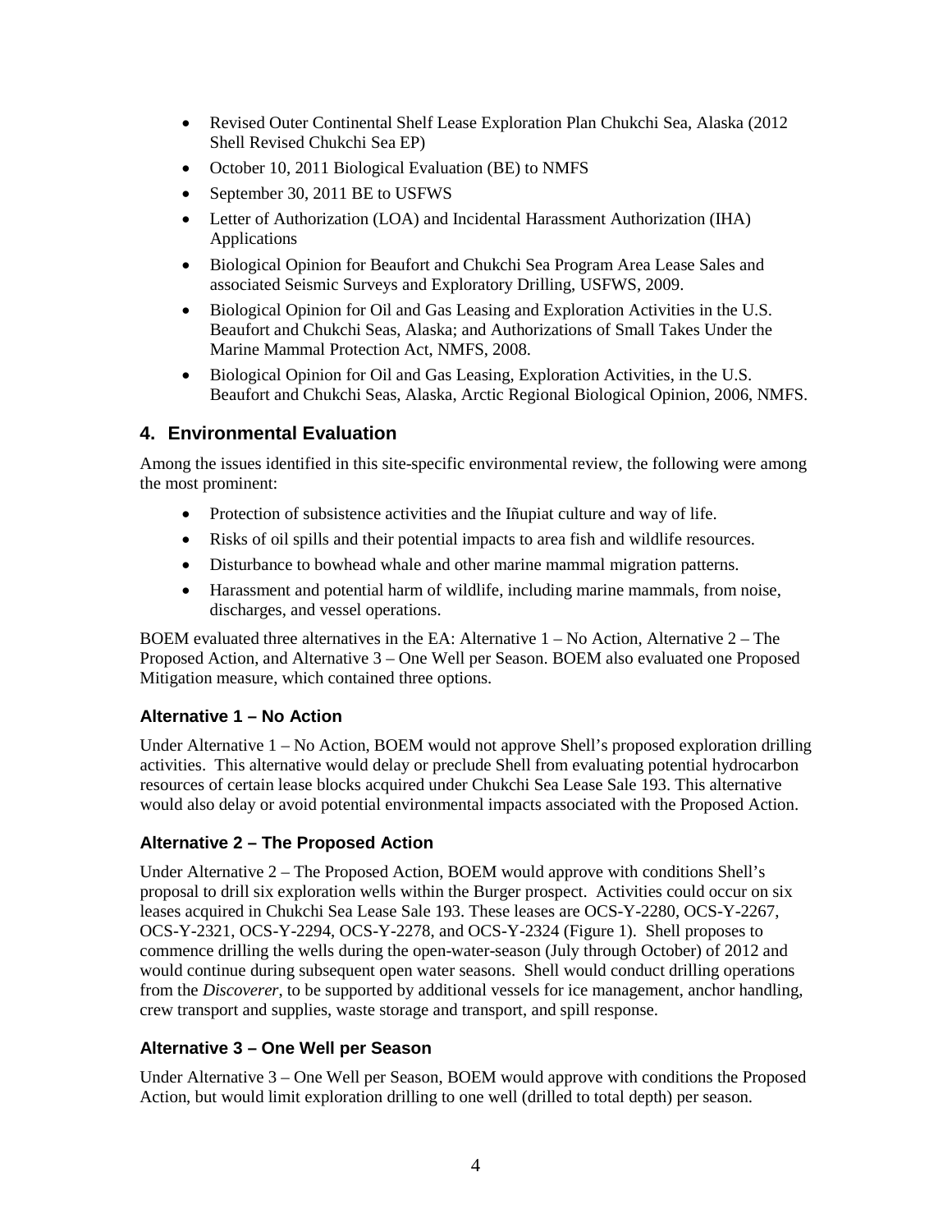- Revised Outer Continental Shelf Lease Exploration Plan Chukchi Sea, Alaska (2012 Shell Revised Chukchi Sea EP)
- October 10, 2011 Biological Evaluation (BE) to NMFS
- September 30, 2011 BE to USFWS
- Letter of Authorization (LOA) and Incidental Harassment Authorization (IHA) Applications
- Biological Opinion for Beaufort and Chukchi Sea Program Area Lease Sales and associated Seismic Surveys and Exploratory Drilling, USFWS, 2009.
- Biological Opinion for Oil and Gas Leasing and Exploration Activities in the U.S. Beaufort and Chukchi Seas, Alaska; and Authorizations of Small Takes Under the Marine Mammal Protection Act, NMFS, 2008.
- Biological Opinion for Oil and Gas Leasing, Exploration Activities, in the U.S. Beaufort and Chukchi Seas, Alaska, Arctic Regional Biological Opinion, 2006, NMFS.

## 4. Environmental Evaluation

Among the issues identified in this site-specific environmental review, the following were among the most prominent:

- Protection of subsistence activities and the Iñupiat culture and way of life.
- Risks of oil spills and their potential impacts to area fish and wildlife resources.
- Disturbance to bowhead whale and other marine mammal migration patterns.
- Harassment and potential harm of wildlife, including marine mammals, from noise, discharges, and vessel operations.

BOEM evaluated three alternatives in the EA: Alternative 1 – No Action, Alternative 2 – The Proposed Action, and Alternative 3 – One Well per Season. BOEM also evaluated one Proposed Mitigation measure, which contained three options.

### Alternative 1 – No Action

Under Alternative 1 – No Action, BOEM would not approve Shell's proposed exploration drilling activities. This alternative would delay or preclude Shell from evaluating potential hydrocarbon resources of certain lease blocks acquired under Chukchi Sea Lease Sale 193. This alternative would also delay or avoid potential environmental impacts associated with the Proposed Action.

### Alternative 2 – The Proposed Action

Under Alternative 2 – The Proposed Action, BOEM would approve with conditions Shell's proposal to drill six exploration wells within the Burger prospect. Activities could occur on six leases acquired in Chukchi Sea Lease Sale 193. These leases are OCS-Y-2280, OCS-Y-2267, OCS-Y-2321, OCS-Y-2294, OCS-Y-2278, and OCS-Y-2324 (Figure 1). Shell proposes to commence drilling the wells during the open-water-season (July through October) of 2012 and would continue during subsequent open water seasons. Shell would conduct drilling operations from the *Discoverer*, to be supported by additional vessels for ice management, anchor handling, crew transport and supplies, waste storage and transport, and spill response.

### Alternative 3 – One Well per Season

Under Alternative 3 – One Well per Season, BOEM would approve with conditions the Proposed Action, but would limit exploration drilling to one well (drilled to total depth) per season.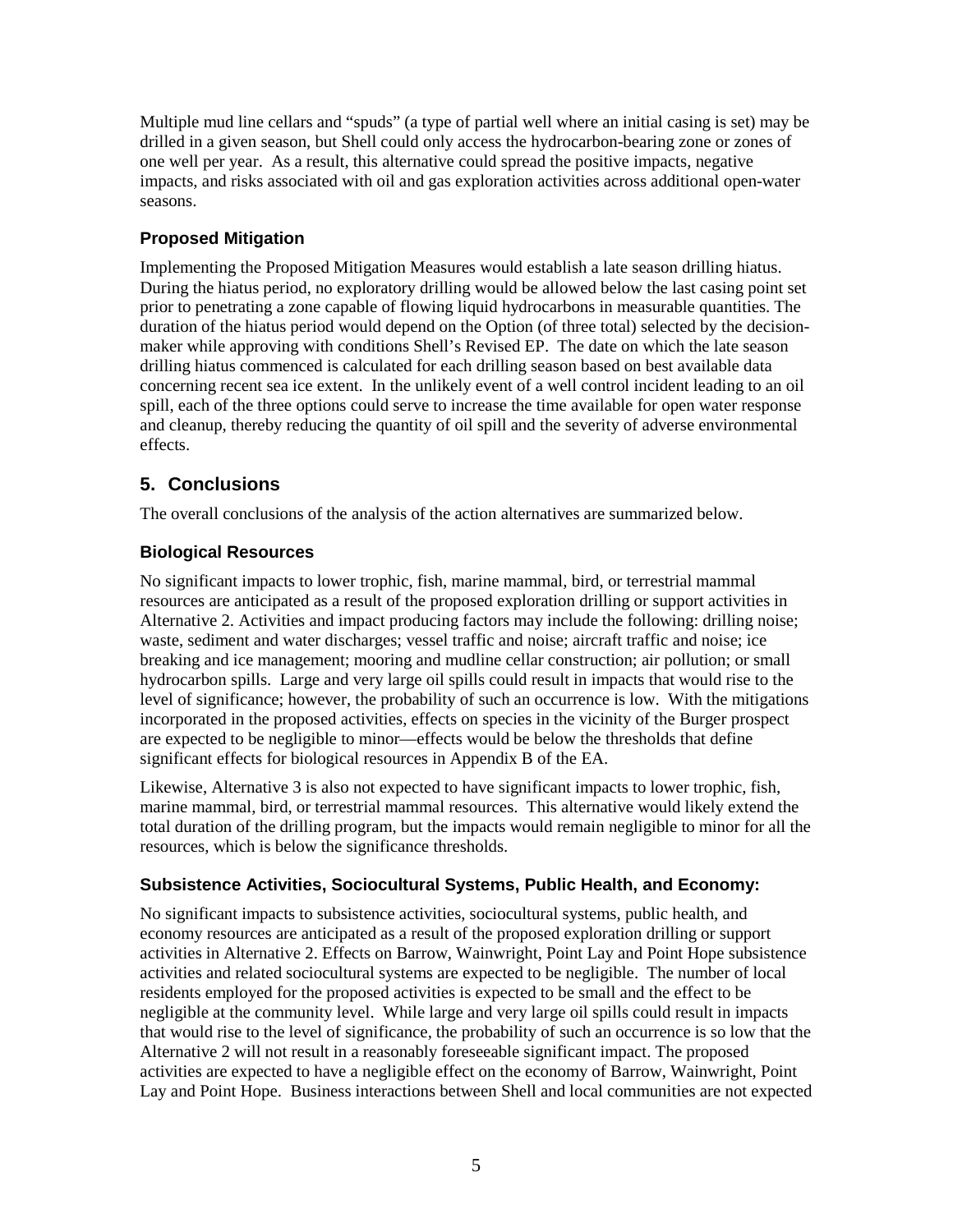Multiple mud line cellars and "spuds" (a type of partial well where an initial casing is set) may be drilled in a given season, but Shell could only access the hydrocarbon-bearing zone or zones of one well per year. As a result, this alternative could spread the positive impacts, negative impacts, and risks associated with oil and gas exploration activities across additional open-water seasons.

### Proposed Mitigation

Implementing the Proposed Mitigation Measures would establish a late season drilling hiatus. During the hiatus period, no exploratory drilling would be allowed below the last casing point set prior to penetrating a zone capable of flowing liquid hydrocarbons in measurable quantities. The duration of the hiatus period would depend on the Option (of three total) selected by the decision-maker while approving with conditions Shell's Revised EP. The date on which the late season drilling hiatus commenced is calculated for each drilling season based on best available data concerning recent sea ice extent. In the unlikely event of a well control incident leading to an oil spill, each of the three options could serve to increase the time available for open water response and cleanup, thereby reducing the quantity of oil spill and the severity of adverse environmental effects.

## 5. Conclusions

The overall conclusions of the analysis of the action alternatives are summarized below.

### Biological Resources

No significant impacts to lower trophic, fish, marine mammal, bird, or terrestrial mammal resources are anticipated as a result of the proposed exploration drilling or support activities in Alternative 2. Activities and impact producing factors may include the following: drilling noise; waste, sediment and water discharges; vessel traffic and noise; aircraft traffic and noise; ice breaking and ice management; mooring and mudline cellar construction; air pollution; or small hydrocarbon spills. Large and very large oil spills could result in impacts that would rise to the level of significance; however, the probability of such an occurrence is low. With the mitigations incorporated in the proposed activities, effects on species in the vicinity of the Burger prospect are expected to be negligible to minor—effects would be below the thresholds that define significant effects for biological resources in Appendix B of the EA.

Likewise, Alternative 3 is also not expected to have significant impacts to lower trophic, fish, marine mammal, bird, or terrestrial mammal resources. This alternative would likely extend the total duration of the drilling program, but the impacts would remain negligible to minor for all the resources, which is below the significance thresholds.

### Subsistence Activities, Sociocultural Systems, Public Health, and Economy:

No significant impacts to subsistence activities, sociocultural systems, public health, and economy resources are anticipated as a result of the proposed exploration drilling or support activities in Alternative 2. Effects on Barrow, Wainwright, Point Lay and Point Hope subsistence activities and related sociocultural systems are expected to be negligible. The number of local residents employed for the proposed activities is expected to be small and the effect to be negligible at the community level. While large and very large oil spills could result in impacts that would rise to the level of significance, the probability of such an occurrence is so low that the Alternative 2 will not result in a reasonably foreseeable significant impact. The proposed activities are expected to have a negligible effect on the economy of Barrow, Wainwright, Point Lay and Point Hope. Business interactions between Shell and local communities are not expected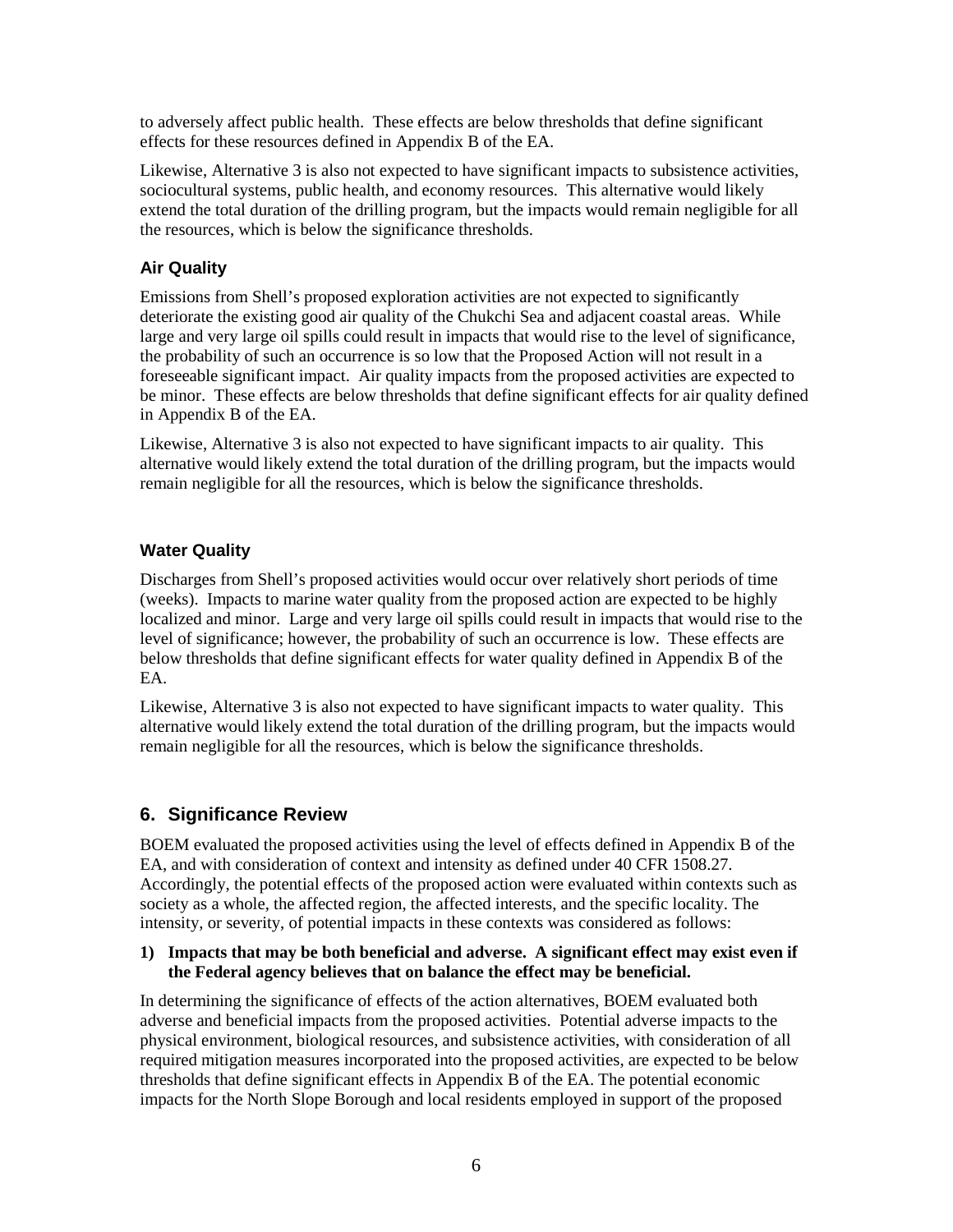to adversely affect public health. These effects are below thresholds that define significant effects for these resources defined in Appendix B of the EA.

Likewise, Alternative 3 is also not expected to have significant impacts to subsistence activities, sociocultural systems, public health, and economy resources. This alternative would likely extend the total duration of the drilling program, but the impacts would remain negligible for all the resources, which is below the significance thresholds.

### Air Quality

Emissions from Shell's proposed exploration activities are not expected to significantly deteriorate the existing good air quality of the Chukchi Sea and adjacent coastal areas. While large and very large oil spills could result in impacts that would rise to the level of significance, the probability of such an occurrence is so low that the Proposed Action will not result in a foreseeable significant impact. Air quality impacts from the proposed activities are expected to be minor. These effects are below thresholds that define significant effects for air quality defined in Appendix B of the EA.

Likewise, Alternative 3 is also not expected to have significant impacts to air quality. This alternative would likely extend the total duration of the drilling program, but the impacts would remain negligible for all the resources, which is below the significance thresholds.

### Water Quality

Discharges from Shell's proposed activities would occur over relatively short periods of time (weeks). Impacts to marine water quality from the proposed action are expected to be highly localized and minor. Large and very large oil spills could result in impacts that would rise to the level of significance; however, the probability of such an occurrence is low. These effects are below thresholds that define significant effects for water quality defined in Appendix B of the EA.

Likewise, Alternative 3 is also not expected to have significant impacts to water quality. This alternative would likely extend the total duration of the drilling program, but the impacts would remain negligible for all the resources, which is below the significance thresholds.

## 6. Significance Review

BOEM evaluated the proposed activities using the level of effects defined in Appendix B of the EA, and with consideration of context and intensity as defined under 40 CFR 1508.27. Accordingly, the potential effects of the proposed action were evaluated within contexts such as society as a whole, the affected region, the affected interests, and the specific locality. The intensity, or severity, of potential impacts in these contexts was considered as follows:

**1) Impacts that may be both beneficial and adverse. A significant effect may exist even if the Federal agency believes that on balance the effect may be beneficial.**

In determining the significance of effects of the action alternatives, BOEM evaluated both adverse and beneficial impacts from the proposed activities. Potential adverse impacts to the physical environment, biological resources, and subsistence activities, with consideration of all required mitigation measures incorporated into the proposed activities, are expected to be below thresholds that define significant effects in Appendix B of the EA. The potential economic impacts for the North Slope Borough and local residents employed in support of the proposed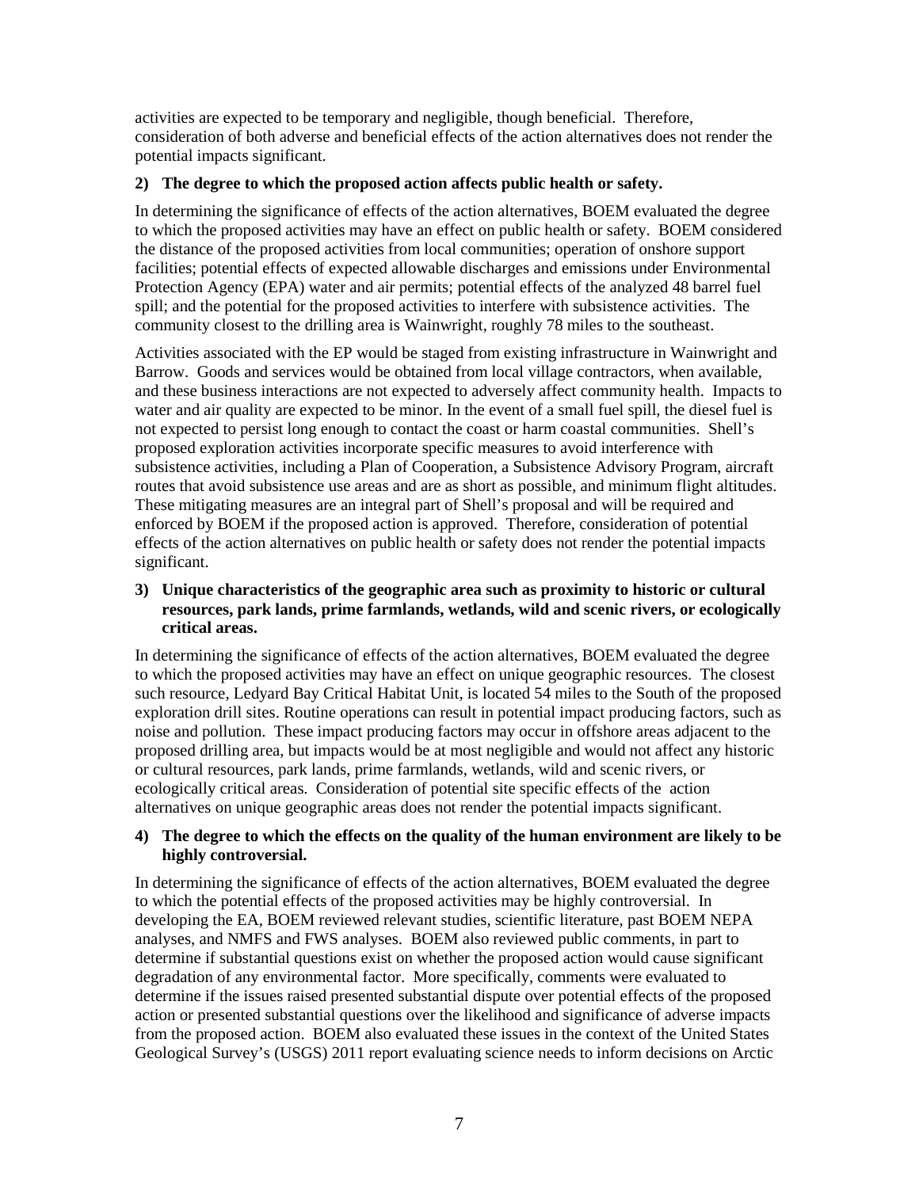activities are expected to be temporary and negligible, though beneficial. Therefore, consideration of both adverse and beneficial effects of the action alternatives does not render the potential impacts significant.

**2) The degree to which the proposed action affects public health or safety.**

In determining the significance of effects of the action alternatives, BOEM evaluated the degree to which the proposed activities may have an effect on public health or safety. BOEM considered the distance of the proposed activities from local communities; operation of onshore support facilities; potential effects of expected allowable discharges and emissions under Environmental Protection Agency (EPA) water and air permits; potential effects of the analyzed 48 barrel fuel spill; and the potential for the proposed activities to interfere with subsistence activities. The community closest to the drilling area is Wainwright, roughly 78 miles to the southeast.

Activities associated with the EP would be staged from existing infrastructure in Wainwright and Barrow. Goods and services would be obtained from local village contractors, when available, and these business interactions are not expected to adversely affect community health. Impacts to water and air quality are expected to be minor. In the event of a small fuel spill, the diesel fuel is not expected to persist long enough to contact the coast or harm coastal communities. Shell's proposed exploration activities incorporate specific measures to avoid interference with subsistence activities, including a Plan of Cooperation, a Subsistence Advisory Program, aircraft routes that avoid subsistence use areas and are as short as possible, and minimum flight altitudes. These mitigating measures are an integral part of Shell's proposal and will be required and enforced by BOEM if the proposed action is approved. Therefore, consideration of potential effects of the action alternatives on public health or safety does not render the potential impacts significant.

**3) Unique characteristics of the geographic area such as proximity to historic or cultural resources, park lands, prime farmlands, wetlands, wild and scenic rivers, or ecologically critical areas.**

In determining the significance of effects of the action alternatives, BOEM evaluated the degree to which the proposed activities may have an effect on unique geographic resources. The closest such resource, Ledyard Bay Critical Habitat Unit, is located 54 miles to the South of the proposed exploration drill sites. Routine operations can result in potential impact producing factors, such as noise and pollution. These impact producing factors may occur in offshore areas adjacent to the proposed drilling area, but impacts would be at most negligible and would not affect any historic or cultural resources, park lands, prime farmlands, wetlands, wild and scenic rivers, or ecologically critical areas. Consideration of potential site specific effects of the action alternatives on unique geographic areas does not render the potential impacts significant.

**4) The degree to which the effects on the quality of the human environment are likely to be highly controversial.**

In determining the significance of effects of the action alternatives, BOEM evaluated the degree to which the potential effects of the proposed activities may be highly controversial. In developing the EA, BOEM reviewed relevant studies, scientific literature, past BOEM NEPA analyses, and NMFS and FWS analyses. BOEM also reviewed public comments, in part to determine if substantial questions exist on whether the proposed action would cause significant degradation of any environmental factor. More specifically, comments were evaluated to determine if the issues raised presented substantial dispute over potential effects of the proposed action or presented substantial questions over the likelihood and significance of adverse impacts from the proposed action. BOEM also evaluated these issues in the context of the United States Geological Survey's (USGS) 2011 report evaluating science needs to inform decisions on Arctic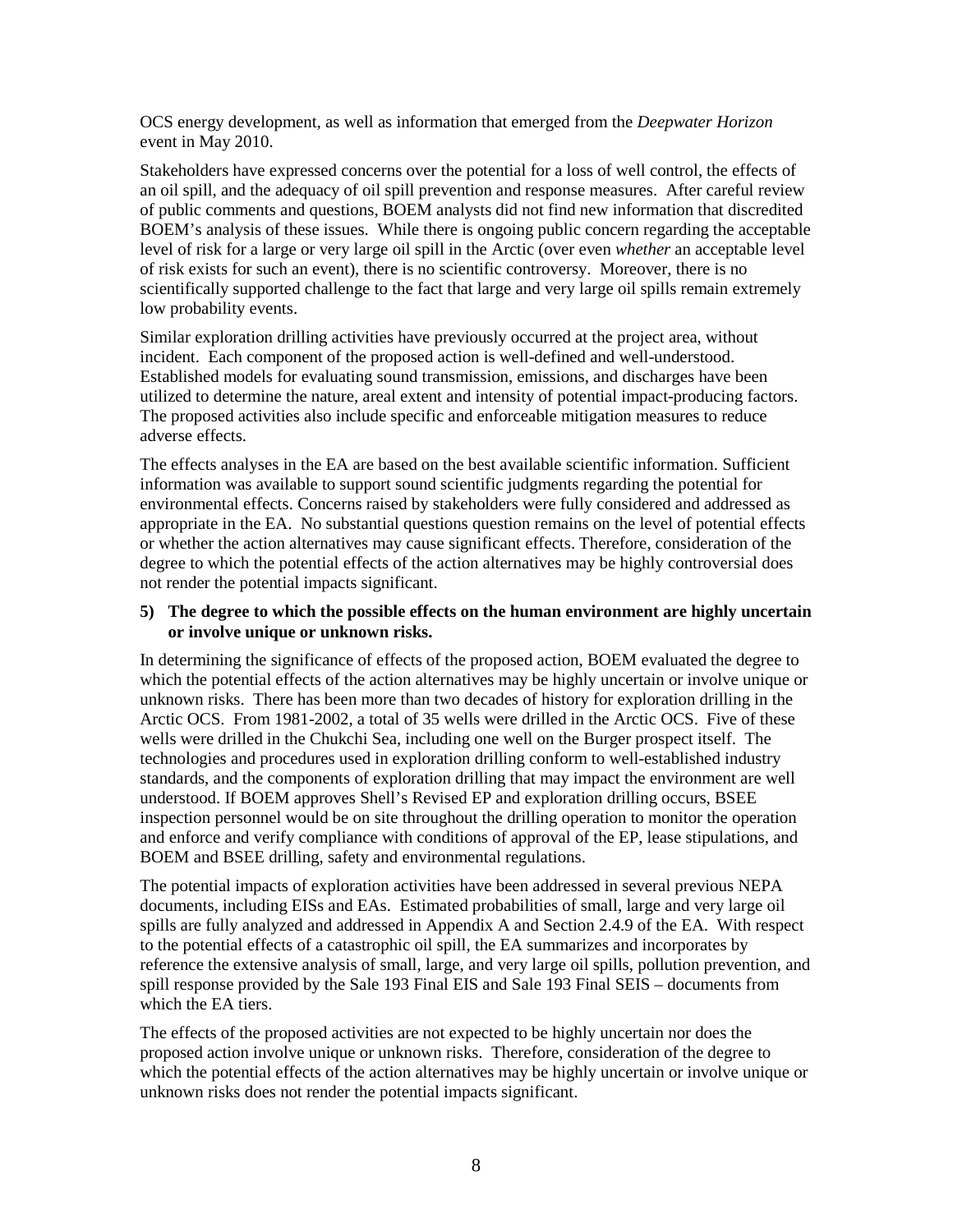OCS energy development, as well as information that emerged from the *Deepwater Horizon* event in May 2010.

Stakeholders have expressed concerns over the potential for a loss of well control, the effects of an oil spill, and the adequacy of oil spill prevention and response measures. After careful review of public comments and questions, BOEM analysts did not find new information that discredited BOEM's analysis of these issues. While there is ongoing public concern regarding the acceptable level of risk for a large or very large oil spill in the Arctic (over even *whether* an acceptable level of risk exists for such an event), there is no scientific controversy. Moreover, there is no scientifically supported challenge to the fact that large and very large oil spills remain extremely low probability events.

Similar exploration drilling activities have previously occurred at the project area, without incident. Each component of the proposed action is well-defined and well-understood. Established models for evaluating sound transmission, emissions, and discharges have been utilized to determine the nature, areal extent and intensity of potential impact-producing factors. The proposed activities also include specific and enforceable mitigation measures to reduce adverse effects.

The effects analyses in the EA are based on the best available scientific information. Sufficient information was available to support sound scientific judgments regarding the potential for environmental effects. Concerns raised by stakeholders were fully considered and addressed as appropriate in the EA. No substantial questions question remains on the level of potential effects or whether the action alternatives may cause significant effects. Therefore, consideration of the degree to which the potential effects of the action alternatives may be highly controversial does not render the potential impacts significant.

**5) The degree to which the possible effects on the human environment are highly uncertain or involve unique or unknown risks.**

In determining the significance of effects of the proposed action, BOEM evaluated the degree to which the potential effects of the action alternatives may be highly uncertain or involve unique or unknown risks. There has been more than two decades of history for exploration drilling in the Arctic OCS. From 1981-2002, a total of 35 wells were drilled in the Arctic OCS. Five of these wells were drilled in the Chukchi Sea, including one well on the Burger prospect itself. The technologies and procedures used in exploration drilling conform to well-established industry standards, and the components of exploration drilling that may impact the environment are well understood. If BOEM approves Shell's Revised EP and exploration drilling occurs, BSEE inspection personnel would be on site throughout the drilling operation to monitor the operation and enforce and verify compliance with conditions of approval of the EP, lease stipulations, and BOEM and BSEE drilling, safety and environmental regulations.

The potential impacts of exploration activities have been addressed in several previous NEPA documents, including EISs and EAs. Estimated probabilities of small, large and very large oil spills are fully analyzed and addressed in Appendix A and Section 2.4.9 of the EA. With respect to the potential effects of a catastrophic oil spill, the EA summarizes and incorporates by reference the extensive analysis of small, large, and very large oil spills, pollution prevention, and spill response provided by the Sale 193 Final EIS and Sale 193 Final SEIS – documents from which the EA tiers.

The effects of the proposed activities are not expected to be highly uncertain nor does the proposed action involve unique or unknown risks. Therefore, consideration of the degree to which the potential effects of the action alternatives may be highly uncertain or involve unique or unknown risks does not render the potential impacts significant.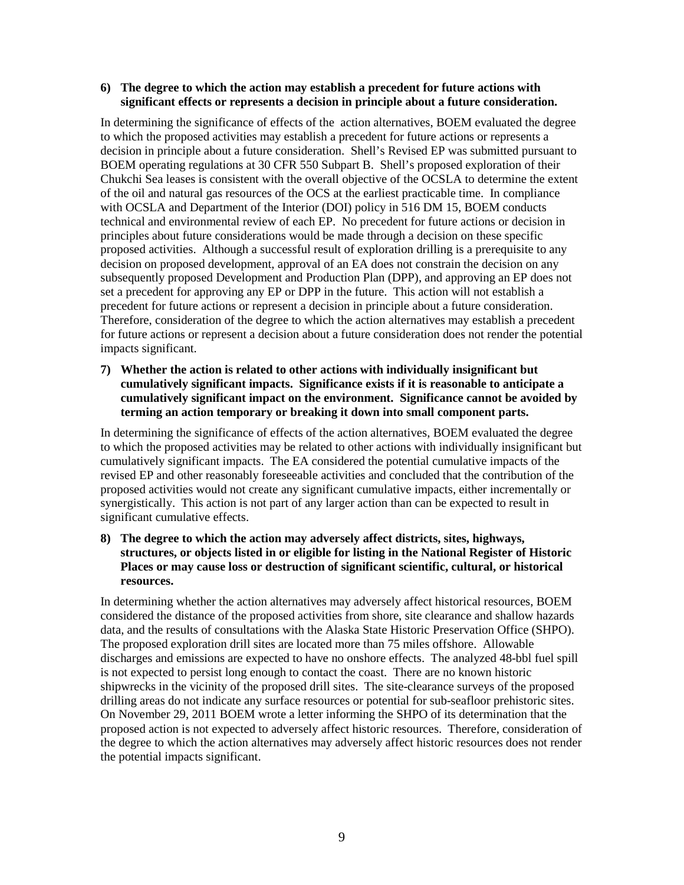**6) The degree to which the action may establish a precedent for future actions with significant effects or represents a decision in principle about a future consideration.**

In determining the significance of effects of the action alternatives, BOEM evaluated the degree to which the proposed activities may establish a precedent for future actions or represents a decision in principle about a future consideration. Shell's Revised EP was submitted pursuant to BOEM operating regulations at 30 CFR 550 Subpart B. Shell's proposed exploration of their Chukchi Sea leases is consistent with the overall objective of the OCSLA to determine the extent of the oil and natural gas resources of the OCS at the earliest practicable time. In compliance with OCSLA and Department of the Interior (DOI) policy in 516 DM 15, BOEM conducts technical and environmental review of each EP. No precedent for future actions or decision in principles about future considerations would be made through a decision on these specific proposed activities. Although a successful result of exploration drilling is a prerequisite to any decision on proposed development, approval of an EA does not constrain the decision on any subsequently proposed Development and Production Plan (DPP), and approving an EP does not set a precedent for approving any EP or DPP in the future. This action will not establish a precedent for future actions or represent a decision in principle about a future consideration. Therefore, consideration of the degree to which the action alternatives may establish a precedent for future actions or represent a decision about a future consideration does not render the potential impacts significant.

**7) Whether the action is related to other actions with individually insignificant but cumulatively significant impacts. Significance exists if it is reasonable to anticipate a cumulatively significant impact on the environment. Significance cannot be avoided by terming an action temporary or breaking it down into small component parts.**

In determining the significance of effects of the action alternatives, BOEM evaluated the degree to which the proposed activities may be related to other actions with individually insignificant but cumulatively significant impacts. The EA considered the potential cumulative impacts of the revised EP and other reasonably foreseeable activities and concluded that the contribution of the proposed activities would not create any significant cumulative impacts, either incrementally or synergistically. This action is not part of any larger action than can be expected to result in significant cumulative effects.

**8) The degree to which the action may adversely affect districts, sites, highways, structures, or objects listed in or eligible for listing in the National Register of Historic Places or may cause loss or destruction of significant scientific, cultural, or historical resources.**

In determining whether the action alternatives may adversely affect historical resources, BOEM considered the distance of the proposed activities from shore, site clearance and shallow hazards data, and the results of consultations with the Alaska State Historic Preservation Office (SHPO). The proposed exploration drill sites are located more than 75 miles offshore. Allowable discharges and emissions are expected to have no onshore effects. The analyzed 48-bbl fuel spill is not expected to persist long enough to contact the coast. There are no known historic shipwrecks in the vicinity of the proposed drill sites. The site-clearance surveys of the proposed drilling areas do not indicate any surface resources or potential for sub-seafloor prehistoric sites. On November 29, 2011 BOEM wrote a letter informing the SHPO of its determination that the proposed action is not expected to adversely affect historic resources. Therefore, consideration of the degree to which the action alternatives may adversely affect historic resources does not render the potential impacts significant.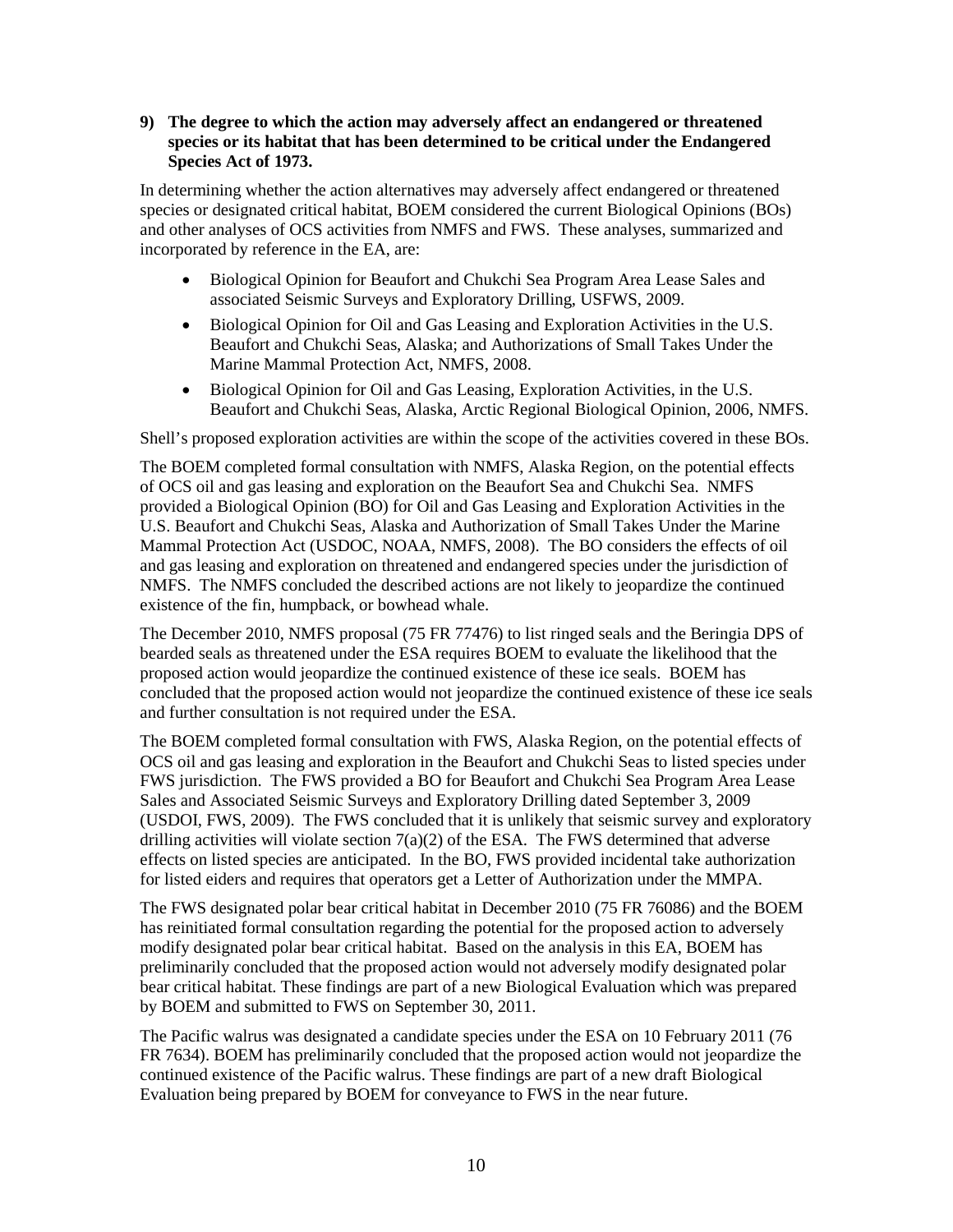**9) The degree to which the action may adversely affect an endangered or threatened species or its habitat that has been determined to be critical under the Endangered Species Act of 1973.**

In determining whether the action alternatives may adversely affect endangered or threatened species or designated critical habitat, BOEM considered the current Biological Opinions (BOs) and other analyses of OCS activities from NMFS and FWS. These analyses, summarized and incorporated by reference in the EA, are:

- Biological Opinion for Beaufort and Chukchi Sea Program Area Lease Sales and associated Seismic Surveys and Exploratory Drilling, USFWS, 2009.
- Biological Opinion for Oil and Gas Leasing and Exploration Activities in the U.S. Beaufort and Chukchi Seas, Alaska; and Authorizations of Small Takes Under the Marine Mammal Protection Act, NMFS, 2008.
- Biological Opinion for Oil and Gas Leasing, Exploration Activities, in the U.S. Beaufort and Chukchi Seas, Alaska, Arctic Regional Biological Opinion, 2006, NMFS.

Shell's proposed exploration activities are within the scope of the activities covered in these BOs.

The BOEM completed formal consultation with NMFS, Alaska Region, on the potential effects of OCS oil and gas leasing and exploration on the Beaufort Sea and Chukchi Sea. NMFS provided a Biological Opinion (BO) for Oil and Gas Leasing and Exploration Activities in the U.S. Beaufort and Chukchi Seas, Alaska and Authorization of Small Takes Under the Marine Mammal Protection Act (USDOC, NOAA, NMFS, 2008). The BO considers the effects of oil and gas leasing and exploration on threatened and endangered species under the jurisdiction of NMFS. The NMFS concluded the described actions are not likely to jeopardize the continued existence of the fin, humpback, or bowhead whale.

The December 2010, NMFS proposal (75 FR 77476) to list ringed seals and the Beringia DPS of bearded seals as threatened under the ESA requires BOEM to evaluate the likelihood that the proposed action would jeopardize the continued existence of these ice seals. BOEM has concluded that the proposed action would not jeopardize the continued existence of these ice seals and further consultation is not required under the ESA.

The BOEM completed formal consultation with FWS, Alaska Region, on the potential effects of OCS oil and gas leasing and exploration in the Beaufort and Chukchi Seas to listed species under FWS jurisdiction. The FWS provided a BO for Beaufort and Chukchi Sea Program Area Lease Sales and Associated Seismic Surveys and Exploratory Drilling dated September 3, 2009 (USDOI, FWS, 2009). The FWS concluded that it is unlikely that seismic survey and exploratory drilling activities will violate section 7(a)(2) of the ESA. The FWS determined that adverse effects on listed species are anticipated. In the BO, FWS provided incidental take authorization for listed eiders and requires that operators get a Letter of Authorization under the MMPA.

The FWS designated polar bear critical habitat in December 2010 (75 FR 76086) and the BOEM has reinitiated formal consultation regarding the potential for the proposed action to adversely modify designated polar bear critical habitat. Based on the analysis in this EA, BOEM has preliminarily concluded that the proposed action would not adversely modify designated polar bear critical habitat. These findings are part of a new Biological Evaluation which was prepared by BOEM and submitted to FWS on September 30, 2011.

The Pacific walrus was designated a candidate species under the ESA on 10 February 2011 (76 FR 7634). BOEM has preliminarily concluded that the proposed action would not jeopardize the continued existence of the Pacific walrus. These findings are part of a new draft Biological Evaluation being prepared by BOEM for conveyance to FWS in the near future.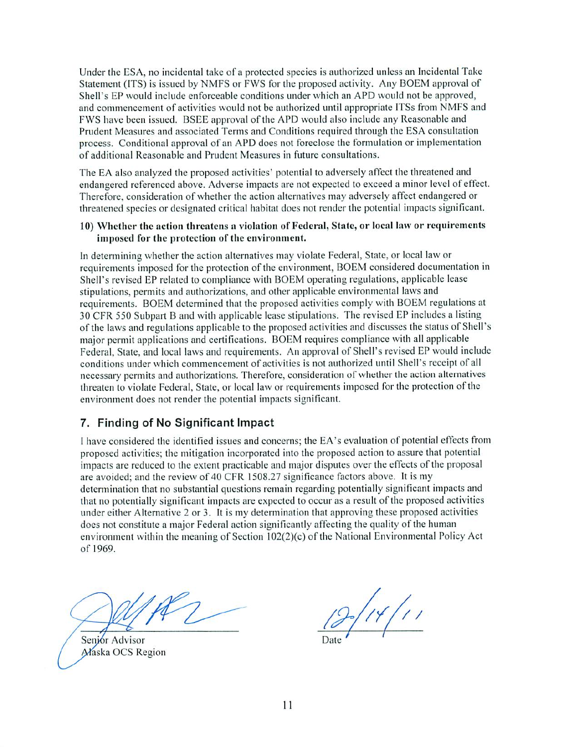Under the ESA, no incidental take of a protected species is authorized unless an Incidental Take Statement (ITS) is issued by NMFS or FWS for the proposed activity. Any BOEM approval of Shell's EP would include enforceable conditions under which an APD would not be approved, and commencement of activities would not be authorized until appropriate ITSs from NMFS and FWS have been issued. BSEE approval of the APD would also include any Reasonable and Prudent Measures and associated Terms and Conditions required through the ESA consultation process. Conditional approval of an APD does not foreclose the formulation or implementation of additional Reasonable and Prudent Measures in future consultations.

The EA also analyzed the proposed activities' potential to adversely affect the threatened and endangered referenced above. Adverse impacts are not expected to exceed a minor level of effect. Therefore, consideration of whether the action alternatives may adversely affect endangered or threatened species or designated critical habitat does not render the potential impacts significant.

**10) Whether the action threatens a violation of Federal, State, or local law or requirements imposed for the protection of the environment.**

In determining whether the action alternatives may violate Federal, State, or local law or requirements imposed for the protection of the environment, BOEM considered documentation in Shell's revised EP related to compliance with BOEM operating regulations, applicable lease stipulations, permits and authorizations, and other applicable environmental laws and requirements. BOEM determined that the proposed activities comply with BOEM regulations at 30 CFR 550 Subpart B and with applicable lease stipulations. The revised EP includes a listing of the laws and regulations applicable to the proposed activities and discusses the status of Shell's major permit applications and certifications. BOEM requires compliance with all applicable Federal, State, and local laws and requirements. An approval of Shell's revised EP would include conditions under which commencement of activities is not authorized until Shell's receipt of all necessary permits and authorizations. Therefore, consideration of whether the action alternatives threaten to violate Federal, State, or local law or requirements imposed for the protection of the environment does not render the potential impacts significant.

## 7. Finding of No Significant Impact

I have considered the identified issues and concerns; the EA's evaluation of potential effects from proposed activities; the mitigation incorporated into the proposed action to assure that potential impacts are reduced to the extent practicable and major disputes over the effects of the proposal are avoided; and the review of 40 CFR 1508.27 significance factors above. It is my determination that no substantial questions remain regarding potentially significant impacts and that no potentially significant impacts are expected to occur as a result of the proposed activities under either Alternative 2 or 3. It is my determination that approving these proposed activities does not constitute a major Federal action significantly affecting the quality of the human environment within the meaning of Section 102(2)(c) of the National Environmental Policy Act of 1969.

Senior Advisor
Alaska OCS Region

12/14/11
Date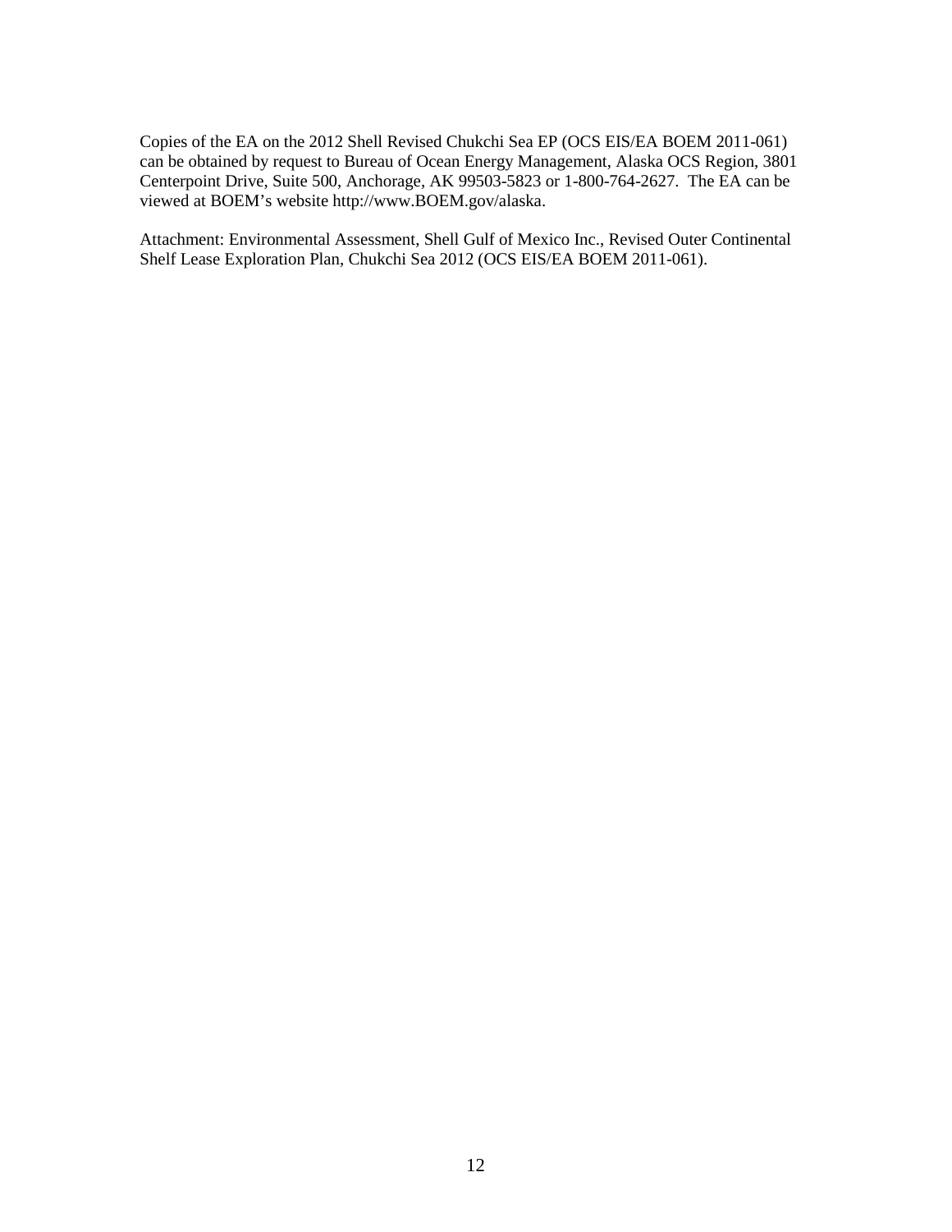Copies of the EA on the 2012 Shell Revised Chukchi Sea EP (OCS EIS/EA BOEM 2011-061) can be obtained by request to Bureau of Ocean Energy Management, Alaska OCS Region, 3801 Centerpoint Drive, Suite 500, Anchorage, AK 99503-5823 or 1-800-764-2627. The EA can be viewed at BOEM's website http://www.BOEM.gov/alaska.

Attachment: Environmental Assessment, Shell Gulf of Mexico Inc., Revised Outer Continental Shelf Lease Exploration Plan, Chukchi Sea 2012 (OCS EIS/EA BOEM 2011-061).